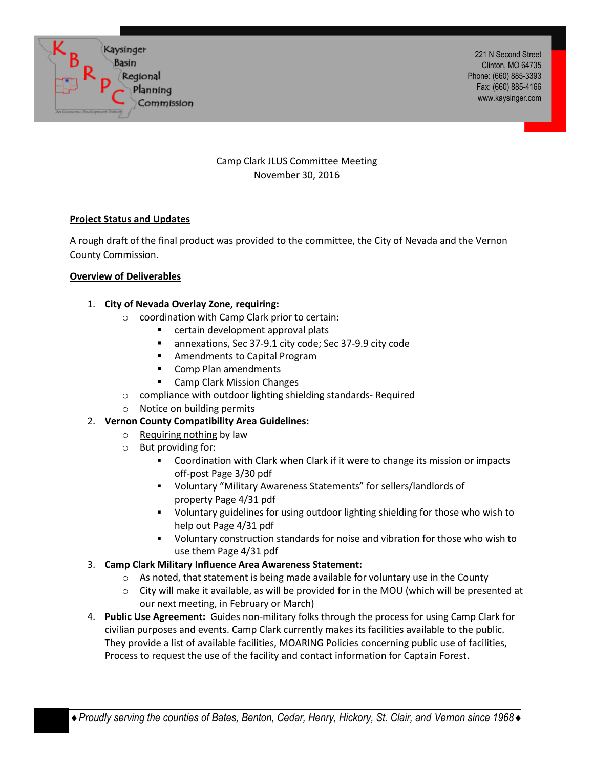Kaysinger Basin Regional Planning Commission

221 N Second Street
Clinton, MO 64735
Phone: (660) 885-3393
Fax: (660) 885-4166
www.kaysinger.com

Camp Clark JLUS Committee Meeting
November 30, 2016

**Project Status and Updates**

A rough draft of the final product was provided to the committee, the City of Nevada and the Vernon County Commission.

**Overview of Deliverables**

1. **City of Nevada Overlay Zone, requiring:**
   - coordination with Camp Clark prior to certain:
     - certain development approval plats
     - annexations, Sec 37-9.1 city code; Sec 37-9.9 city code
     - Amendments to Capital Program
     - Comp Plan amendments
     - Camp Clark Mission Changes
   - compliance with outdoor lighting shielding standards- Required
   - Notice on building permits
2. **Vernon County Compatibility Area Guidelines:**
   - Requiring nothing by law
   - But providing for:
     - Coordination with Clark when Clark if it were to change its mission or impacts off-post Page 3/30 pdf
     - Voluntary "Military Awareness Statements" for sellers/landlords of property Page 4/31 pdf
     - Voluntary guidelines for using outdoor lighting shielding for those who wish to help out Page 4/31 pdf
     - Voluntary construction standards for noise and vibration for those who wish to use them Page 4/31 pdf
3. **Camp Clark Military Influence Area Awareness Statement:**
   - As noted, that statement is being made available for voluntary use in the County
   - City will make it available, as will be provided for in the MOU (which will be presented at our next meeting, in February or March)
4. **Public Use Agreement:** Guides non-military folks through the process for using Camp Clark for civilian purposes and events. Camp Clark currently makes its facilities available to the public. They provide a list of available facilities, MOARING Policies concerning public use of facilities, Process to request the use of the facility and contact information for Captain Forest.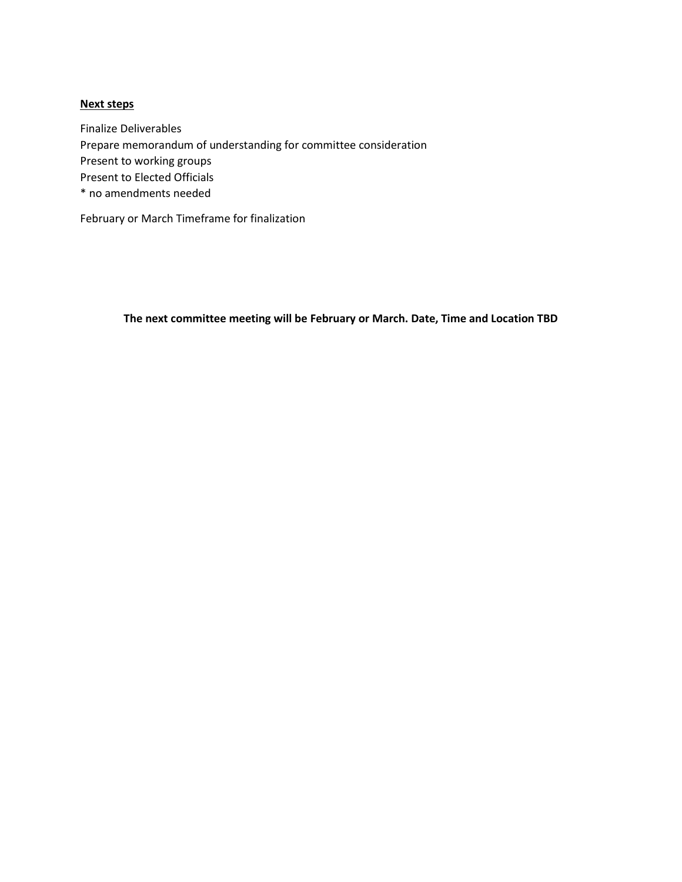**Next steps**

Finalize Deliverables
Prepare memorandum of understanding for committee consideration
Present to working groups
Present to Elected Officials
* no amendments needed

February or March Timeframe for finalization

**The next committee meeting will be February or March. Date, Time and Location TBD**